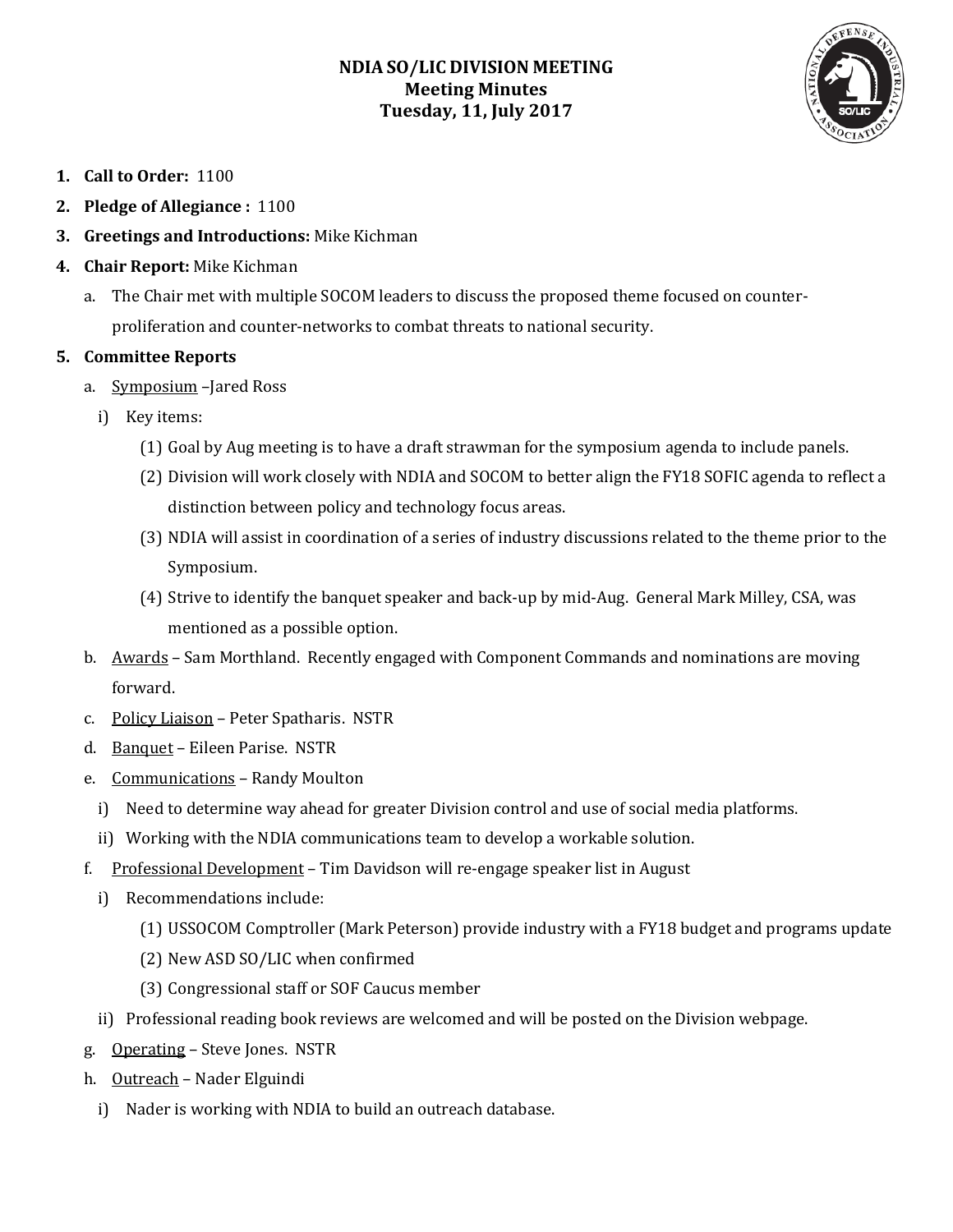# NDIA SO/LIC DIVISION MEETING
## Meeting Minutes
## Tuesday, 11, July 2017

1. **Call to Order:** 1100
2. **Pledge of Allegiance :** 1100
3. **Greetings and Introductions:** Mike Kichman
4. **Chair Report:** Mike Kichman
   a. The Chair met with multiple SOCOM leaders to discuss the proposed theme focused on counter-proliferation and counter-networks to combat threats to national security.
5. **Committee Reports**
   a. Symposium –Jared Ross
      i) Key items:
         (1) Goal by Aug meeting is to have a draft strawman for the symposium agenda to include panels.
         (2) Division will work closely with NDIA and SOCOM to better align the FY18 SOFIC agenda to reflect a distinction between policy and technology focus areas.
         (3) NDIA will assist in coordination of a series of industry discussions related to the theme prior to the Symposium.
         (4) Strive to identify the banquet speaker and back-up by mid-Aug. General Mark Milley, CSA, was mentioned as a possible option.
   b. Awards – Sam Morthland. Recently engaged with Component Commands and nominations are moving forward.
   c. Policy Liaison – Peter Spatharis. NSTR
   d. Banquet – Eileen Parise. NSTR
   e. Communications – Randy Moulton
      i) Need to determine way ahead for greater Division control and use of social media platforms.
      ii) Working with the NDIA communications team to develop a workable solution.
   f. Professional Development – Tim Davidson will re-engage speaker list in August
      i) Recommendations include:
         (1) USSOCOM Comptroller (Mark Peterson) provide industry with a FY18 budget and programs update
         (2) New ASD SO/LIC when confirmed
         (3) Congressional staff or SOF Caucus member
      ii) Professional reading book reviews are welcomed and will be posted on the Division webpage.
   g. Operating – Steve Jones. NSTR
   h. Outreach – Nader Elguindi
      i) Nader is working with NDIA to build an outreach database.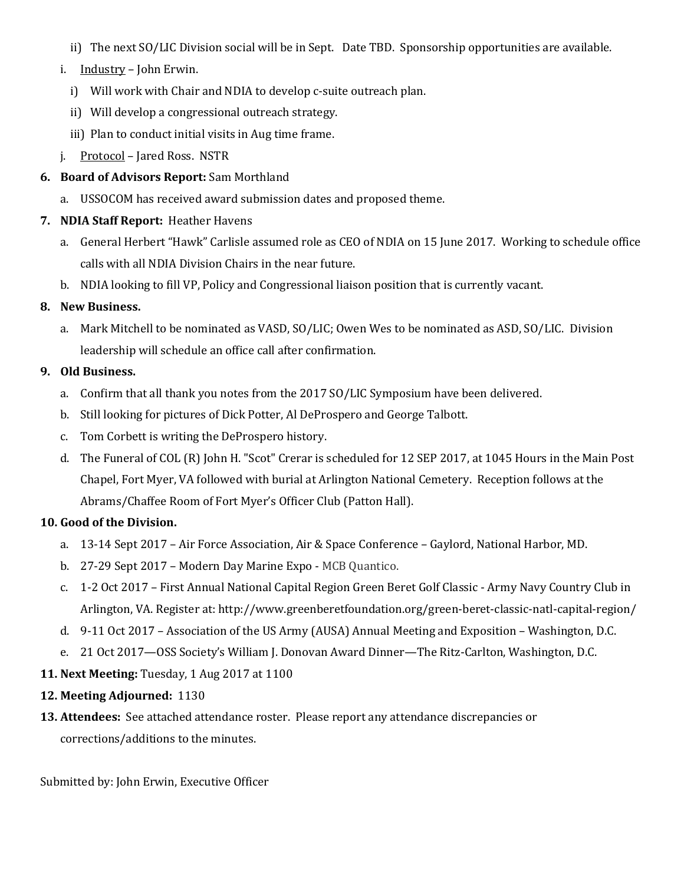- ii) The next SO/LIC Division social will be in Sept. Date TBD. Sponsorship opportunities are available.
  - i. Industry – John Erwin.
    - i) Will work with Chair and NDIA to develop c-suite outreach plan.
    - ii) Will develop a congressional outreach strategy.
    - iii) Plan to conduct initial visits in Aug time frame.
  - j. Protocol – Jared Ross. NSTR

6. **Board of Advisors Report:** Sam Morthland
   - a. USSOCOM has received award submission dates and proposed theme.
7. **NDIA Staff Report:** Heather Havens
   - a. General Herbert "Hawk" Carlisle assumed role as CEO of NDIA on 15 June 2017. Working to schedule office calls with all NDIA Division Chairs in the near future.
   - b. NDIA looking to fill VP, Policy and Congressional liaison position that is currently vacant.
8. **New Business.**
   - a. Mark Mitchell to be nominated as VASD, SO/LIC; Owen Wes to be nominated as ASD, SO/LIC. Division leadership will schedule an office call after confirmation.
9. **Old Business.**
   - a. Confirm that all thank you notes from the 2017 SO/LIC Symposium have been delivered.
   - b. Still looking for pictures of Dick Potter, Al DeProspero and George Talbott.
   - c. Tom Corbett is writing the DeProspero history.
   - d. The Funeral of COL (R) John H. "Scot" Crerar is scheduled for 12 SEP 2017, at 1045 Hours in the Main Post Chapel, Fort Myer, VA followed with burial at Arlington National Cemetery. Reception follows at the Abrams/Chaffee Room of Fort Myer's Officer Club (Patton Hall).
10. **Good of the Division.**
    - a. 13-14 Sept 2017 – Air Force Association, Air & Space Conference – Gaylord, National Harbor, MD.
    - b. 27-29 Sept 2017 – Modern Day Marine Expo - MCB Quantico.
    - c. 1-2 Oct 2017 – First Annual National Capital Region Green Beret Golf Classic - Army Navy Country Club in Arlington, VA. Register at: http://www.greenberetfoundation.org/green-beret-classic-natl-capital-region/
    - d. 9-11 Oct 2017 – Association of the US Army (AUSA) Annual Meeting and Exposition – Washington, D.C.
    - e. 21 Oct 2017—OSS Society's William J. Donovan Award Dinner—The Ritz-Carlton, Washington, D.C.
11. **Next Meeting:** Tuesday, 1 Aug 2017 at 1100
12. **Meeting Adjourned:** 1130
13. **Attendees:** See attached attendance roster. Please report any attendance discrepancies or corrections/additions to the minutes.

Submitted by: John Erwin, Executive Officer